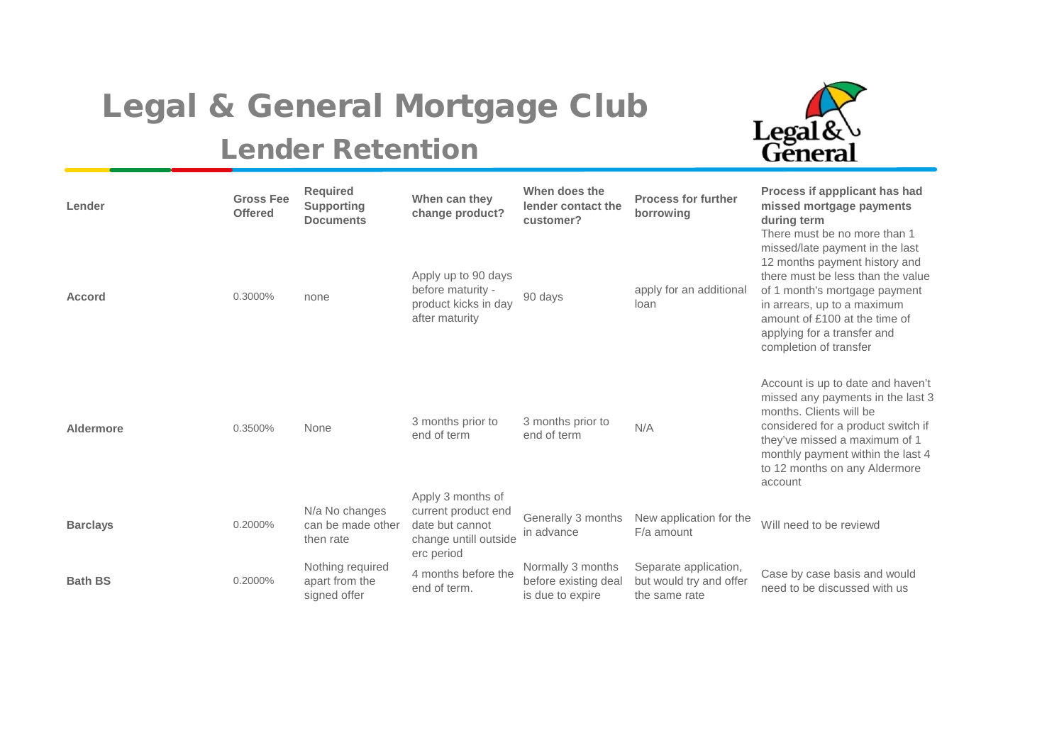# Legal & General Mortgage Club

## Lender Retention

| Lender | Gross Fee Offered | Required Supporting Documents | When can they change product? | When does the lender contact the customer? | Process for further borrowing | Process if appplicant has had missed mortgage payments during term |
|---|---|---|---|---|---|---|
| **Accord** | 0.3000% | none | Apply up to 90 days before maturity - product kicks in day after maturity | 90 days | apply for an additional loan | There must be no more than 1 missed/late payment in the last 12 months payment history and there must be less than the value of 1 month's mortgage payment in arrears, up to a maximum amount of £100 at the time of applying for a transfer and completion of transfer |
| **Aldermore** | 0.3500% | None | 3 months prior to end of term | 3 months prior to end of term | N/A | Account is up to date and haven't missed any payments in the last 3 months. Clients will be considered for a product switch if they've missed a maximum of 1 monthly payment within the last 4 to 12 months on any Aldermore account |
| **Barclays** | 0.2000% | N/a No changes can be made other then rate | Apply 3 months of current product end date but cannot change untill outside erc period | Generally 3 months in advance | New application for the F/a amount | Will need to be reviewd |
| **Bath BS** | 0.2000% | Nothing required apart from the signed offer | 4 months before the end of term. | Normally 3 months before existing deal is due to expire | Separate application, but would try and offer the same rate | Case by case basis and would need to be discussed with us |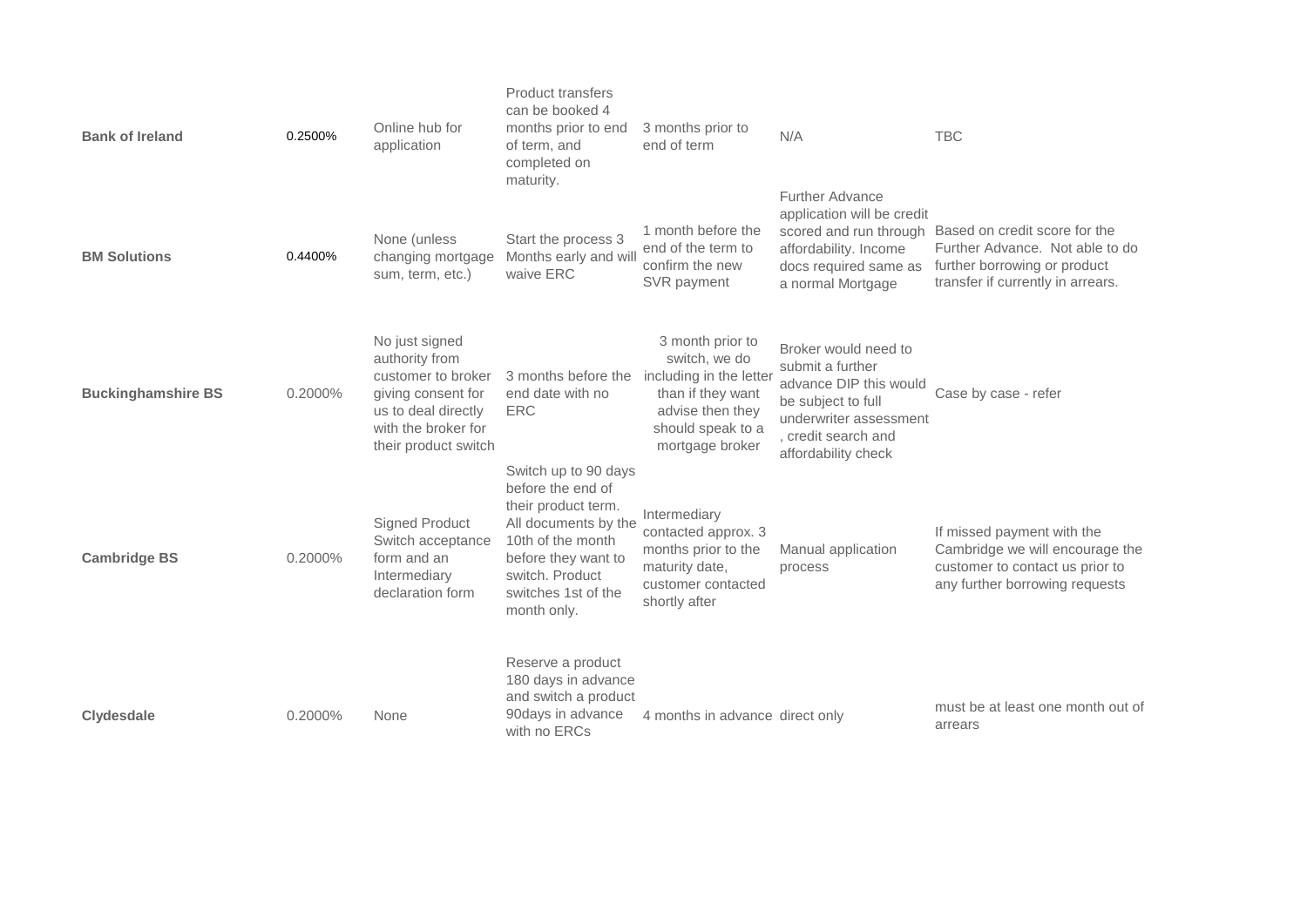| | | | | | | |
|---|---|---|---|---|---|---|
| **Bank of Ireland** | 0.2500% | Online hub for application | Product transfers can be booked 4 months prior to end of term, and completed on maturity. | 3 months prior to end of term | N/A | TBC |
| **BM Solutions** | 0.4400% | None (unless changing mortgage sum, term, etc.) | Start the process 3 Months early and will waive ERC | 1 month before the end of the term to confirm the new SVR payment | Further Advance application will be credit scored and run through affordability. Income docs required same as a normal Mortgage | Based on credit score for the Further Advance. Not able to do further borrowing or product transfer if currently in arrears. |
| **Buckinghamshire BS** | 0.2000% | No just signed authority from customer to broker giving consent for us to deal directly with the broker for their product switch | 3 months before the end date with no ERC | 3 month prior to switch, we do including in the letter than if they want advise then they should speak to a mortgage broker | Broker would need to submit a further advance DIP this would be subject to full underwriter assessment , credit search and affordability check | Case by case - refer |
| **Cambridge BS** | 0.2000% | Signed Product Switch acceptance form and an Intermediary declaration form | Switch up to 90 days before the end of their product term. All documents by the 10th of the month before they want to switch. Product switches 1st of the month only. | Intermediary contacted approx. 3 months prior to the maturity date, customer contacted shortly after | Manual application process | If missed payment with the Cambridge we will encourage the customer to contact us prior to any further borrowing requests |
| **Clydesdale** | 0.2000% | None | Reserve a product 180 days in advance and switch a product 90days in advance with no ERCs | 4 months in advance | direct only | must be at least one month out of arrears |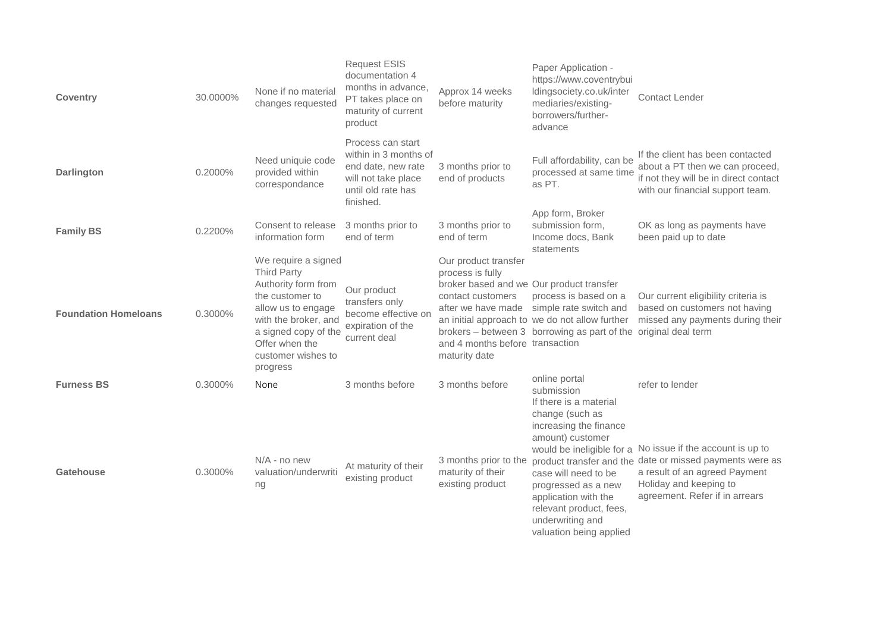| | | | | | | |
|---|---|---|---|---|---|---|
| **Coventry** | 30.0000% | None if no material changes requested | Request ESIS documentation 4 months in advance, PT takes place on maturity of current product | Approx 14 weeks before maturity | Paper Application - https://www.coventrybuildingsociety.co.uk/intermediaries/existing-borrowers/further-advance | Contact Lender |
| **Darlington** | 0.2000% | Need uniquie code provided within correspondance | Process can start within in 3 months of end date, new rate will not take place until old rate has finished. | 3 months prior to end of products | Full affordability, can be processed at same time as PT. | If the client has been contacted about a PT then we can proceed, if not they will be in direct contact with our financial support team. |
| **Family BS** | 0.2200% | Consent to release information form | 3 months prior to end of term | 3 months prior to end of term | App form, Broker submission form, Income docs, Bank statements | OK as long as payments have been paid up to date |
| **Foundation Homeloans** | 0.3000% | We require a signed Third Party Authority form from the customer to allow us to engage with the broker, and a signed copy of the Offer when the customer wishes to progress | Our product transfers only become effective on expiration of the current deal | Our product transfer process is fully broker based and we contact customers after we have made an initial approach to brokers – between 3 and 4 months before maturity date | Our product transfer process is based on a simple rate switch and we do not allow further borrowing as part of the transaction | Our current eligibility criteria is based on customers not having missed any payments during their original deal term |
| **Furness BS** | 0.3000% | None | 3 months before | 3 months before | online portal submission | refer to lender |
| **Gatehouse** | 0.3000% | N/A - no new valuation/underwriting | At maturity of their existing product | 3 months prior to the maturity of their existing product | If there is a material change (such as increasing the finance amount) customer would be ineligible for a product transfer and the case will need to be progressed as a new application with the relevant product, fees, underwriting and valuation being applied | No issue if the account is up to date or missed payments were as a result of an agreed Payment Holiday and keeping to agreement. Refer if in arrears |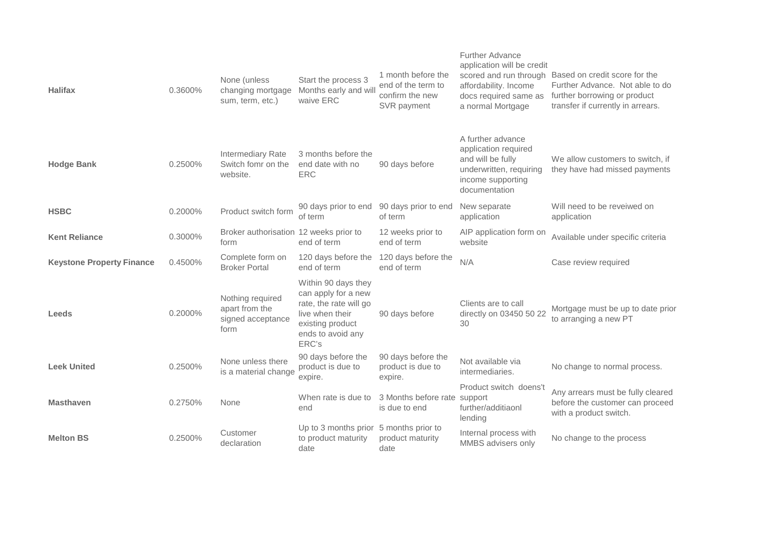| | | | | | | |
|---|---|---|---|---|---|---|
| **Halifax** | 0.3600% | None (unless changing mortgage sum, term, etc.) | Start the process 3 Months early and will waive ERC | 1 month before the end of the term to confirm the new SVR payment | Further Advance application will be credit scored and run through affordability. Income docs required same as a normal Mortgage | Based on credit score for the Further Advance. Not able to do further borrowing or product transfer if currently in arrears. |
| **Hodge Bank** | 0.2500% | Intermediary Rate Switch fomr on the website. | 3 months before the end date with no ERC | 90 days before | A further advance application required and will be fully underwritten, requiring income supporting documentation | We allow customers to switch, if they have had missed payments |
| **HSBC** | 0.2000% | Product switch form | 90 days prior to end of term | 90 days prior to end of term | New separate application | Will need to be reveiwed on application |
| **Kent Reliance** | 0.3000% | Broker authorisation form | 12 weeks prior to end of term | 12 weeks prior to end of term | AIP application form on website | Available under specific criteria |
| **Keystone Property Finance** | 0.4500% | Complete form on Broker Portal | 120 days before the end of term | 120 days before the end of term | N/A | Case review required |
| **Leeds** | 0.2000% | Nothing required apart from the signed acceptance form | Within 90 days they can apply for a new rate, the rate will go live when their existing product ends to avoid any ERC's | 90 days before | Clients are to call directly on 03450 50 22 30 | Mortgage must be up to date prior to arranging a new PT |
| **Leek United** | 0.2500% | None unless there is a material change | 90 days before the product is due to expire. | 90 days before the product is due to expire. | Not available via intermediaries. | No change to normal process. |
| **Masthaven** | 0.2750% | None | When rate is due to end | 3 Months before rate is due to end | Product switch doens't support further/additiaonl lending | Any arrears must be fully cleared before the customer can proceed with a product switch. |
| **Melton BS** | 0.2500% | Customer declaration | Up to 3 months prior to product maturity date | 5 months prior to product maturity date | Internal process with MMBS advisers only | No change to the process |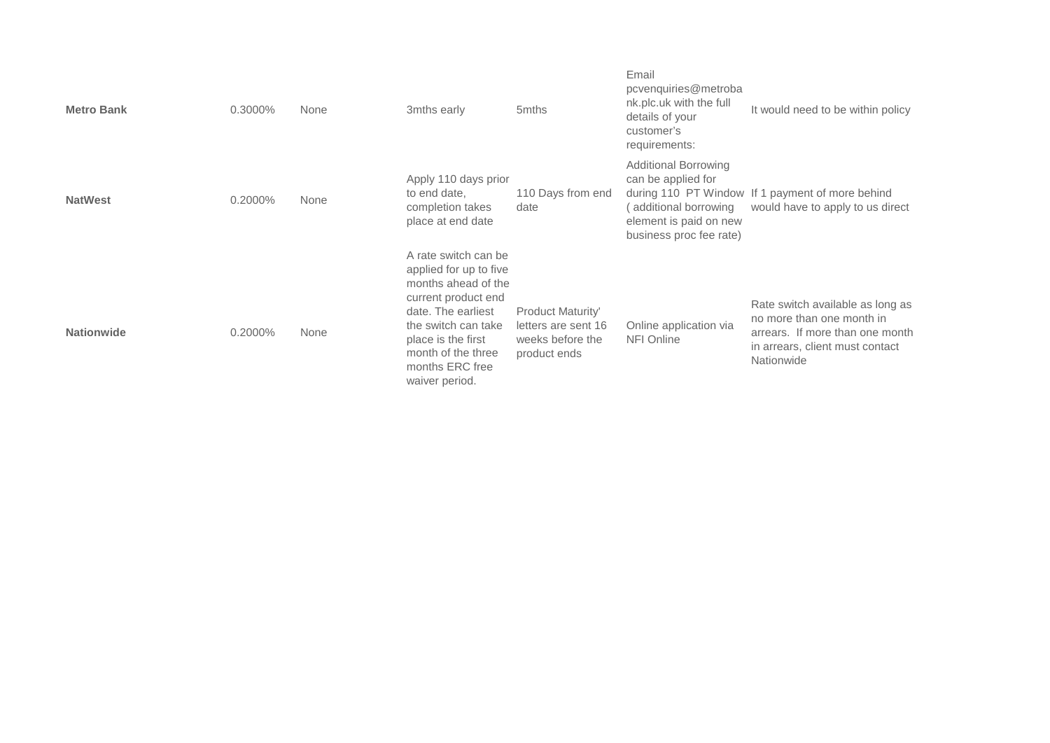| | | | | | | |
|---|---|---|---|---|---|---|
| **Metro Bank** | 0.3000% | None | 3mths early | 5mths | Email pcvenquiries@metrobank.plc.uk with the full details of your customer's requirements: | It would need to be within policy |
| **NatWest** | 0.2000% | None | Apply 110 days prior to end date, completion takes place at end date | 110 Days from end date | Additional Borrowing can be applied for during 110 PT Window ( additional borrowing element is paid on new business proc fee rate) | If 1 payment of more behind would have to apply to us direct |
| **Nationwide** | 0.2000% | None | A rate switch can be applied for up to five months ahead of the current product end date. The earliest the switch can take place is the first month of the three months ERC free waiver period. | Product Maturity' letters are sent 16 weeks before the product ends | Online application via NFI Online | Rate switch available as long as no more than one month in arrears. If more than one month in arrears, client must contact Nationwide |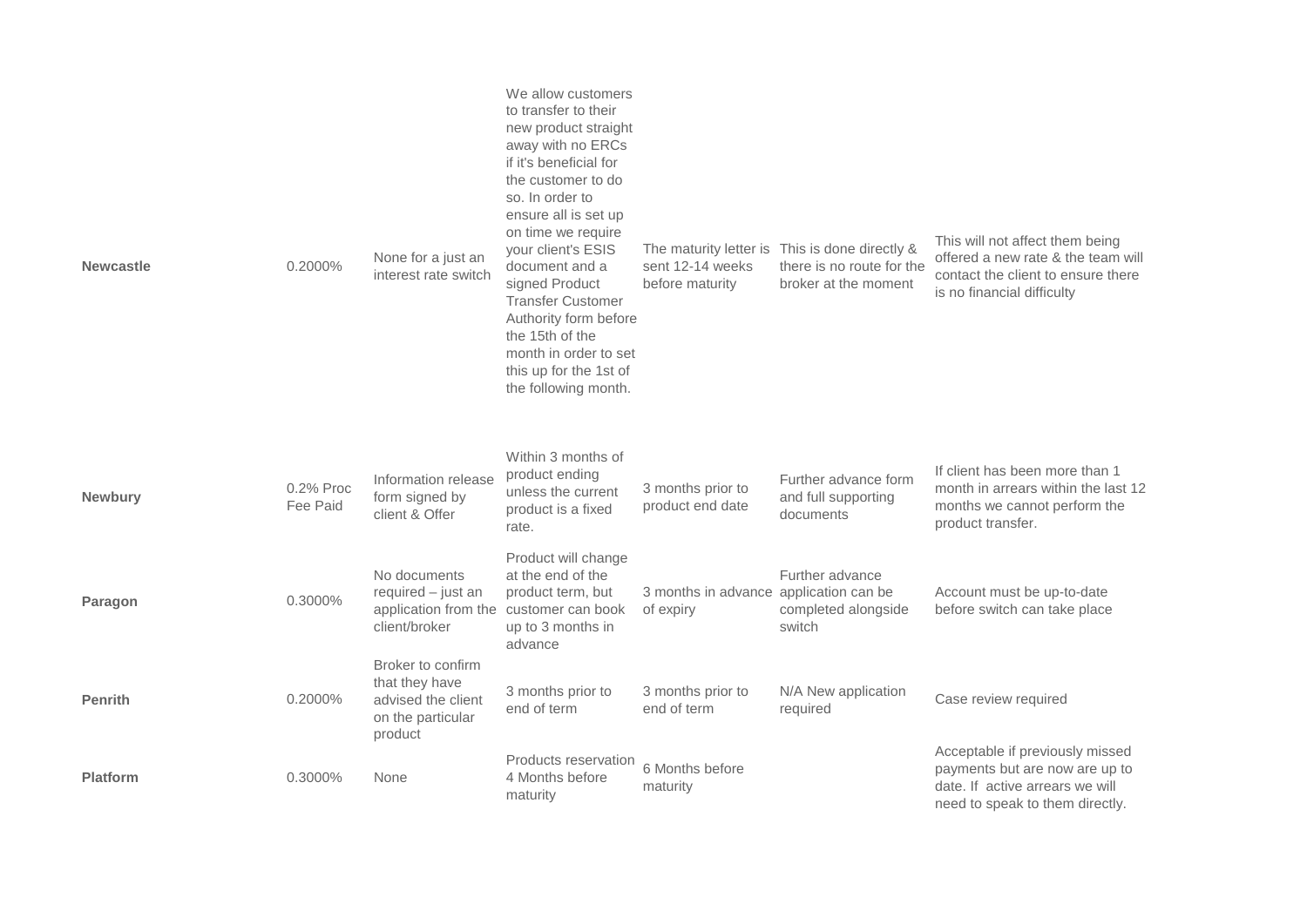| | | | | | | |
|---|---|---|---|---|---|---|
| **Newcastle** | 0.2000% | None for a just an interest rate switch | We allow customers to transfer to their new product straight away with no ERCs if it's beneficial for the customer to do so. In order to ensure all is set up on time we require your client's ESIS document and a signed Product Transfer Customer Authority form before the 15th of the month in order to set this up for the 1st of the following month. | The maturity letter is sent 12-14 weeks before maturity | This is done directly & there is no route for the broker at the moment | This will not affect them being offered a new rate & the team will contact the client to ensure there is no financial difficulty |
| **Newbury** | 0.2% Proc Fee Paid | Information release form signed by client & Offer | Within 3 months of product ending unless the current product is a fixed rate. | 3 months prior to product end date | Further advance form and full supporting documents | If client has been more than 1 month in arrears within the last 12 months we cannot perform the product transfer. |
| **Paragon** | 0.3000% | No documents required – just an application from the client/broker | Product will change at the end of the product term, but customer can book up to 3 months in advance | 3 months in advance of expiry | Further advance application can be completed alongside switch | Account must be up-to-date before switch can take place |
| **Penrith** | 0.2000% | Broker to confirm that they have advised the client on the particular product | 3 months prior to end of term | 3 months prior to end of term | N/A New application required | Case review required |
| **Platform** | 0.3000% | None | Products reservation 4 Months before maturity | 6 Months before maturity | | Acceptable if previously missed payments but are now are up to date. If active arrears we will need to speak to them directly. |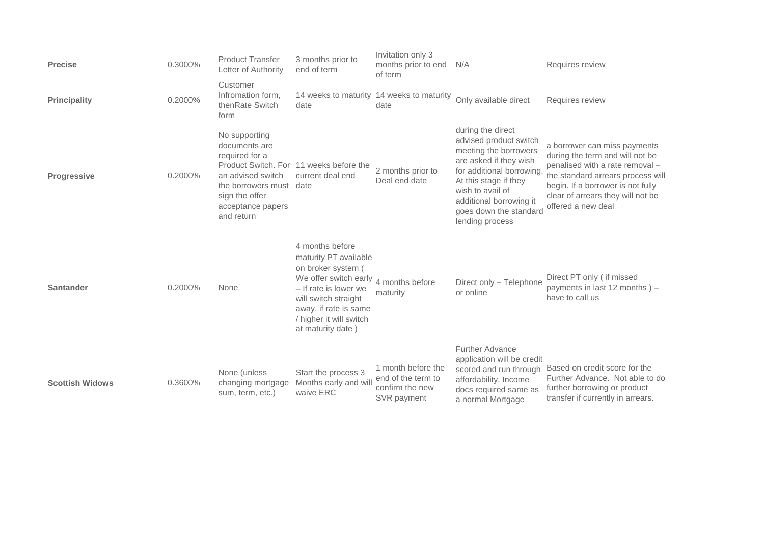| | | | | | | |
|---|---|---|---|---|---|---|
| **Precise** | 0.3000% | Product Transfer Letter of Authority | 3 months prior to end of term | Invitation only 3 months prior to end of term | N/A | Requires review |
| **Principality** | 0.2000% | Customer Infromation form, thenRate Switch form | 14 weeks to maturity date | 14 weeks to maturity date | Only available direct | Requires review |
| **Progressive** | 0.2000% | No supporting documents are required for a Product Switch. For an advised switch the borrowers must sign the offer acceptance papers and return | 11 weeks before the current deal end date | 2 months prior to Deal end date | during the direct advised product switch meeting the borrowers are asked if they wish for additional borrowing. At this stage if they wish to avail of additional borrowing it goes down the standard lending process | a borrower can miss payments during the term and will not be penalised with a rate removal – the standard arrears process will begin. If a borrower is not fully clear of arrears they will not be offered a new deal |
| **Santander** | 0.2000% | None | 4 months before maturity PT available on broker system ( We offer switch early – If rate is lower we will switch straight away, if rate is same / higher it will switch at maturity date ) | 4 months before maturity | Direct only – Telephone or online | Direct PT only ( if missed payments in last 12 months ) – have to call us |
| **Scottish Widows** | 0.3600% | None (unless changing mortgage sum, term, etc.) | Start the process 3 Months early and will waive ERC | 1 month before the end of the term to confirm the new SVR payment | Further Advance application will be credit scored and run through affordability. Income docs required same as a normal Mortgage | Based on credit score for the Further Advance. Not able to do further borrowing or product transfer if currently in arrears. |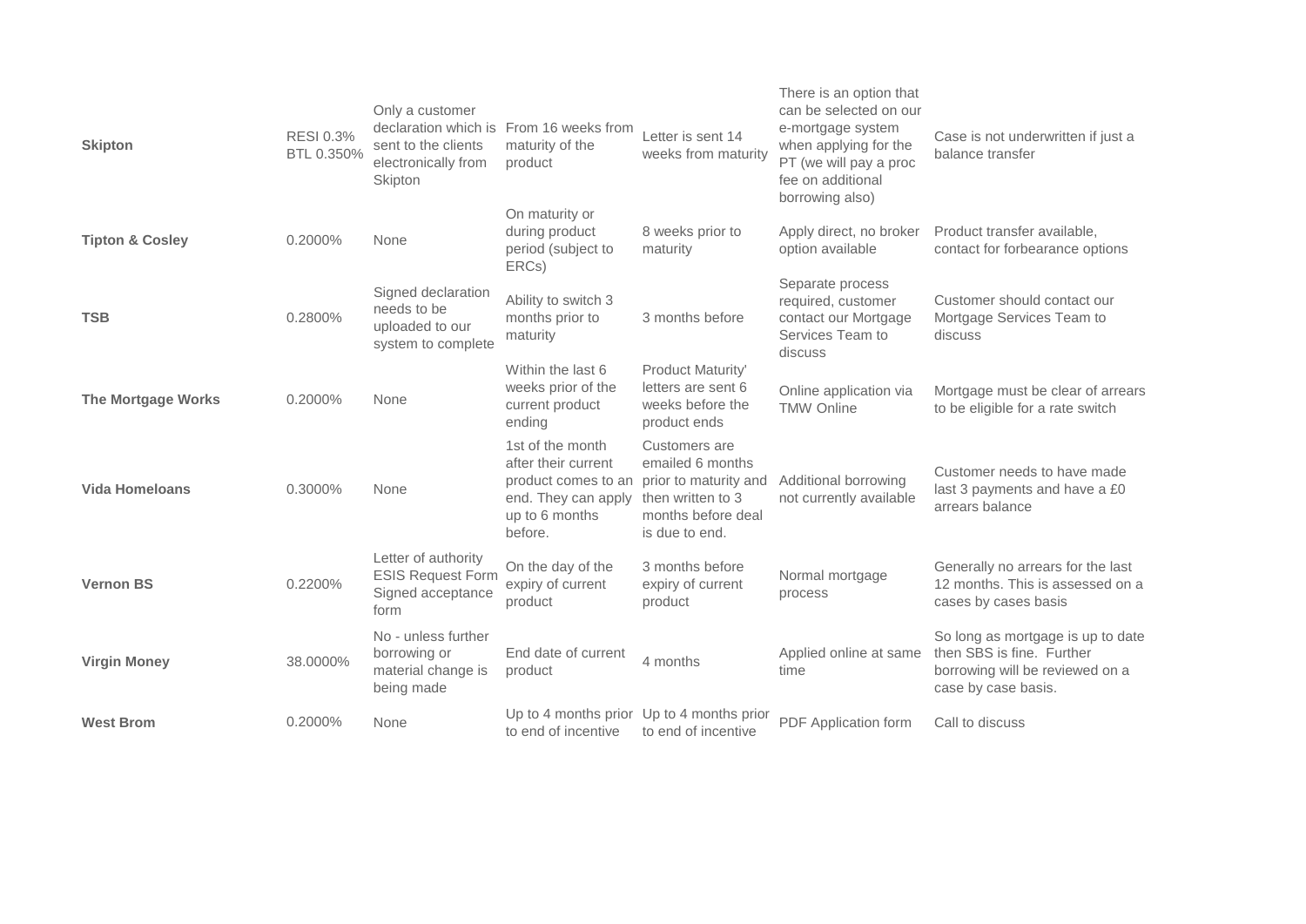| | | | | | | |
|---|---|---|---|---|---|---|
| **Skipton** | RESI 0.3% BTL 0.350% | Only a customer declaration which is sent to the clients electronically from Skipton | From 16 weeks from maturity of the product | Letter is sent 14 weeks from maturity | There is an option that can be selected on our e-mortgage system when applying for the PT (we will pay a proc fee on additional borrowing also) | Case is not underwritten if just a balance transfer |
| **Tipton & Cosley** | 0.2000% | None | On maturity or during product period (subject to ERCs) | 8 weeks prior to maturity | Apply direct, no broker option available | Product transfer available, contact for forbearance options |
| **TSB** | 0.2800% | Signed declaration needs to be uploaded to our system to complete | Ability to switch 3 months prior to maturity | 3 months before | Separate process required, customer contact our Mortgage Services Team to discuss | Customer should contact our Mortgage Services Team to discuss |
| **The Mortgage Works** | 0.2000% | None | Within the last 6 weeks prior of the current product ending | Product Maturity' letters are sent 6 weeks before the product ends | Online application via TMW Online | Mortgage must be clear of arrears to be eligible for a rate switch |
| **Vida Homeloans** | 0.3000% | None | 1st of the month after their current product comes to an end. They can apply up to 6 months before. | Customers are emailed 6 months prior to maturity and then written to 3 months before deal is due to end. | Additional borrowing not currently available | Customer needs to have made last 3 payments and have a £0 arrears balance |
| **Vernon BS** | 0.2200% | Letter of authority ESIS Request Form Signed acceptance form | On the day of the expiry of current product | 3 months before expiry of current product | Normal mortgage process | Generally no arrears for the last 12 months. This is assessed on a cases by cases basis |
| **Virgin Money** | 38.0000% | No - unless further borrowing or material change is being made | End date of current product | 4 months | Applied online at same time | So long as mortgage is up to date then SBS is fine. Further borrowing will be reviewed on a case by case basis. |
| **West Brom** | 0.2000% | None | Up to 4 months prior to end of incentive | Up to 4 months prior to end of incentive | PDF Application form | Call to discuss |